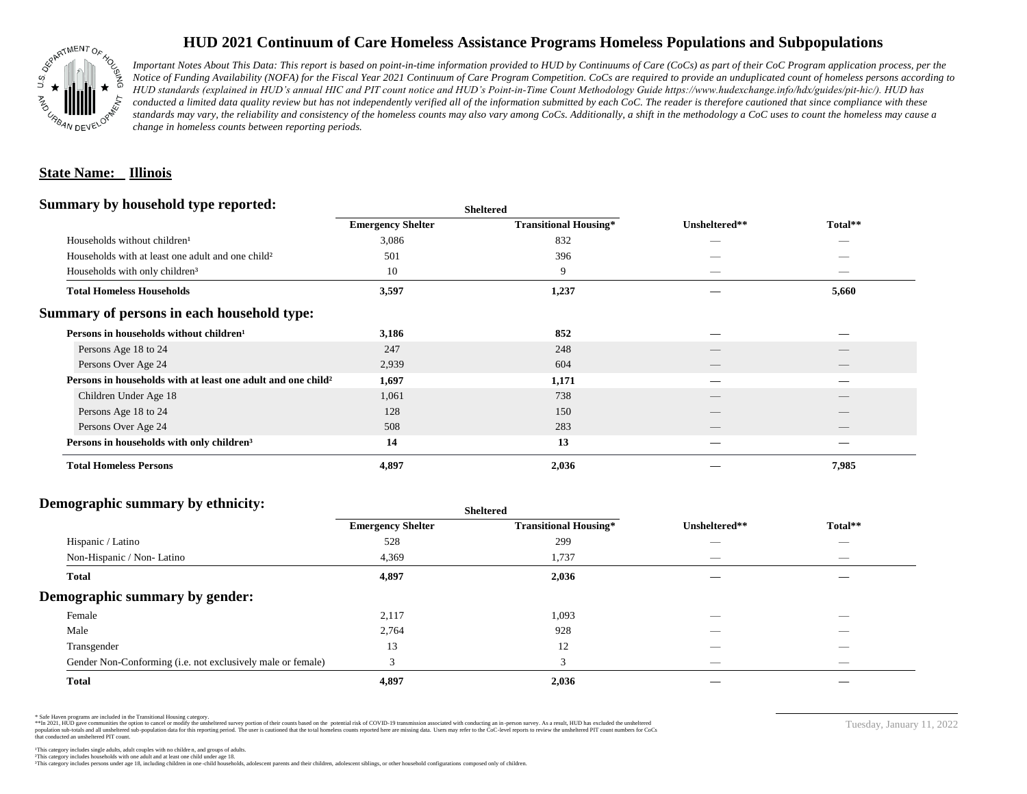# HUD 2021 Continuum of Care Homeless Assistance Programs Homeless Populations and Subpopulations

*Important Notes About This Data: This report is based on point-in-time information provided to HUD by Continuums of Care (CoCs) as part of their CoC Program application process, per the Notice of Funding Availability (NOFA) for the Fiscal Year 2021 Continuum of Care Program Competition. CoCs are required to provide an unduplicated count of homeless persons according to HUD standards (explained in HUD's annual HIC and PIT count notice and HUD's Point-in-Time Count Methodology Guide https://www.hudexchange.info/hdx/guides/pit-hic/). HUD has conducted a limited data quality review but has not independently verified all of the information submitted by each CoC. The reader is therefore cautioned that since compliance with these standards may vary, the reliability and consistency of the homeless counts may also vary among CoCs. Additionally, a shift in the methodology a CoC uses to count the homeless may cause a change in homeless counts between reporting periods.*

## State Name: Illinois

### Summary by household type reported:

| | Sheltered | | | |
|---|---|---|---|---|
| | Emergency Shelter | Transitional Housing* | Unsheltered** | Total** |
| Households without children¹ | 3,086 | 832 | — | — |
| Households with at least one adult and one child² | 501 | 396 | — | — |
| Households with only children³ | 10 | 9 | — | — |
| **Total Homeless Households** | **3,597** | **1,237** | **—** | **5,660** |

### Summary of persons in each household type:

| | Emergency Shelter | Transitional Housing* | Unsheltered** | Total** |
|---|---|---|---|---|
| **Persons in households without children¹** | **3,186** | **852** | **—** | **—** |
| Persons Age 18 to 24 | 247 | 248 | — | — |
| Persons Over Age 24 | 2,939 | 604 | — | — |
| **Persons in households with at least one adult and one child²** | **1,697** | **1,171** | **—** | **—** |
| Children Under Age 18 | 1,061 | 738 | — | — |
| Persons Age 18 to 24 | 128 | 150 | — | — |
| Persons Over Age 24 | 508 | 283 | — | — |
| **Persons in households with only children³** | **14** | **13** | **—** | **—** |
| **Total Homeless Persons** | **4,897** | **2,036** | **—** | **7,985** |

### Demographic summary by ethnicity:

| | Sheltered | | | |
|---|---|---|---|---|
| | Emergency Shelter | Transitional Housing* | Unsheltered** | Total** |
| Hispanic / Latino | 528 | 299 | — | — |
| Non-Hispanic / Non- Latino | 4,369 | 1,737 | — | — |
| **Total** | **4,897** | **2,036** | **—** | **—** |

### Demographic summary by gender:

| | Emergency Shelter | Transitional Housing* | Unsheltered** | Total** |
|---|---|---|---|---|
| Female | 2,117 | 1,093 | — | — |
| Male | 2,764 | 928 | — | — |
| Transgender | 13 | 12 | — | — |
| Gender Non-Conforming (i.e. not exclusively male or female) | 3 | 3 | — | — |
| **Total** | **4,897** | **2,036** | **—** | **—** |

\* Safe Haven programs are included in the Transitional Housing category.
\*\*In 2021, HUD gave communities the option to cancel or modify the unsheltered survey portion of their counts based on the potential risk of COVID-19 transmission associated with conducting an in-person survey. As a result, HUD has excluded the unsheltered population sub-totals and all unsheltered sub-population data for this reporting period. The user is cautioned that the total homeless counts reported here are missing data. Users may refer to the CoC-level reports to review the unsheltered PIT count numbers for CoCs that conducted an unsheltered PIT count.

¹This category includes single adults, adult couples with no children, and groups of adults.
²This category includes households with one adult and at least one child under age 18.
³This category includes persons under age 18, including children in one-child households, adolescent parents and their children, adolescent siblings, or other household configurations composed only of children.

Tuesday, January 11, 2022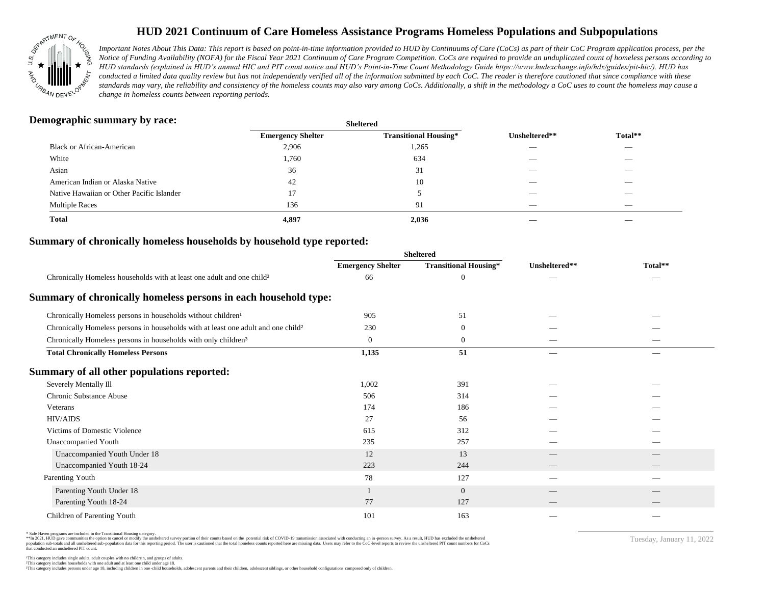# HUD 2021 Continuum of Care Homeless Assistance Programs Homeless Populations and Subpopulations

*Important Notes About This Data: This report is based on point-in-time information provided to HUD by Continuums of Care (CoCs) as part of their CoC Program application process, per the Notice of Funding Availability (NOFA) for the Fiscal Year 2021 Continuum of Care Program Competition. CoCs are required to provide an unduplicated count of homeless persons according to HUD standards (explained in HUD's annual HIC and PIT count notice and HUD's Point-in-Time Count Methodology Guide https://www.hudexchange.info/hdx/guides/pit-hic/). HUD has conducted a limited data quality review but has not independently verified all of the information submitted by each CoC. The reader is therefore cautioned that since compliance with these standards may vary, the reliability and consistency of the homeless counts may also vary among CoCs. Additionally, a shift in the methodology a CoC uses to count the homeless may cause a change in homeless counts between reporting periods.*

## Demographic summary by race:

| | Sheltered | | | |
|---|---|---|---|---|
| | Emergency Shelter | Transitional Housing* | Unsheltered** | Total** |
| Black or African-American | 2,906 | 1,265 | — | — |
| White | 1,760 | 634 | — | — |
| Asian | 36 | 31 | — | — |
| American Indian or Alaska Native | 42 | 10 | — | — |
| Native Hawaiian or Other Pacific Islander | 17 | 5 | — | — |
| Multiple Races | 136 | 91 | — | — |
| **Total** | **4,897** | **2,036** | **—** | **—** |

## Summary of chronically homeless households by household type reported:

| | Sheltered | | | |
|---|---|---|---|---|
| | Emergency Shelter | Transitional Housing* | Unsheltered** | Total** |
| Chronically Homeless households with at least one adult and one child[2] | 66 | 0 | — | — |

## Summary of chronically homeless persons in each household type:

| | Emergency Shelter | Transitional Housing* | Unsheltered** | Total** |
|---|---|---|---|---|
| Chronically Homeless persons in households without children[1] | 905 | 51 | — | — |
| Chronically Homeless persons in households with at least one adult and one child[2] | 230 | 0 | — | — |
| Chronically Homeless persons in households with only children[3] | 0 | 0 | — | — |
| **Total Chronically Homeless Persons** | **1,135** | **51** | **—** | **—** |

## Summary of all other populations reported:

| | Emergency Shelter | Transitional Housing* | Unsheltered** | Total** |
|---|---|---|---|---|
| Severely Mentally Ill | 1,002 | 391 | — | — |
| Chronic Substance Abuse | 506 | 314 | — | — |
| Veterans | 174 | 186 | — | — |
| HIV/AIDS | 27 | 56 | — | — |
| Victims of Domestic Violence | 615 | 312 | — | — |
| Unaccompanied Youth | 235 | 257 | — | — |
| Unaccompanied Youth Under 18 | 12 | 13 | — | — |
| Unaccompanied Youth 18-24 | 223 | 244 | — | — |
| Parenting Youth | 78 | 127 | — | — |
| Parenting Youth Under 18 | 1 | 0 | — | — |
| Parenting Youth 18-24 | 77 | 127 | — | — |
| Children of Parenting Youth | 101 | 163 | — | — |

* Safe Haven programs are included in the Transitional Housing category.
**In 2021, HUD gave communities the option to cancel or modify the unsheltered survey portion of their counts based on the potential risk of COVID-19 transmission associated with conducting an in-person survey. As a result, HUD has excluded the unsheltered population sub-totals and all unsheltered sub-population data for this reporting period. The user is cautioned that the total homeless counts reported here are missing data. Users may refer to the CoC-level reports to review the unsheltered PIT count numbers for CoCs that conducted an unsheltered PIT count.

[1]This category includes single adults, adult couples with no children, and groups of adults.
[2]This category includes households with one adult and at least one child under age 18.
[3]This category includes persons under age 18, including children in one-child households, adolescent parents and their children, adolescent siblings, or other household configurations composed only of children.

Tuesday, January 11, 2022